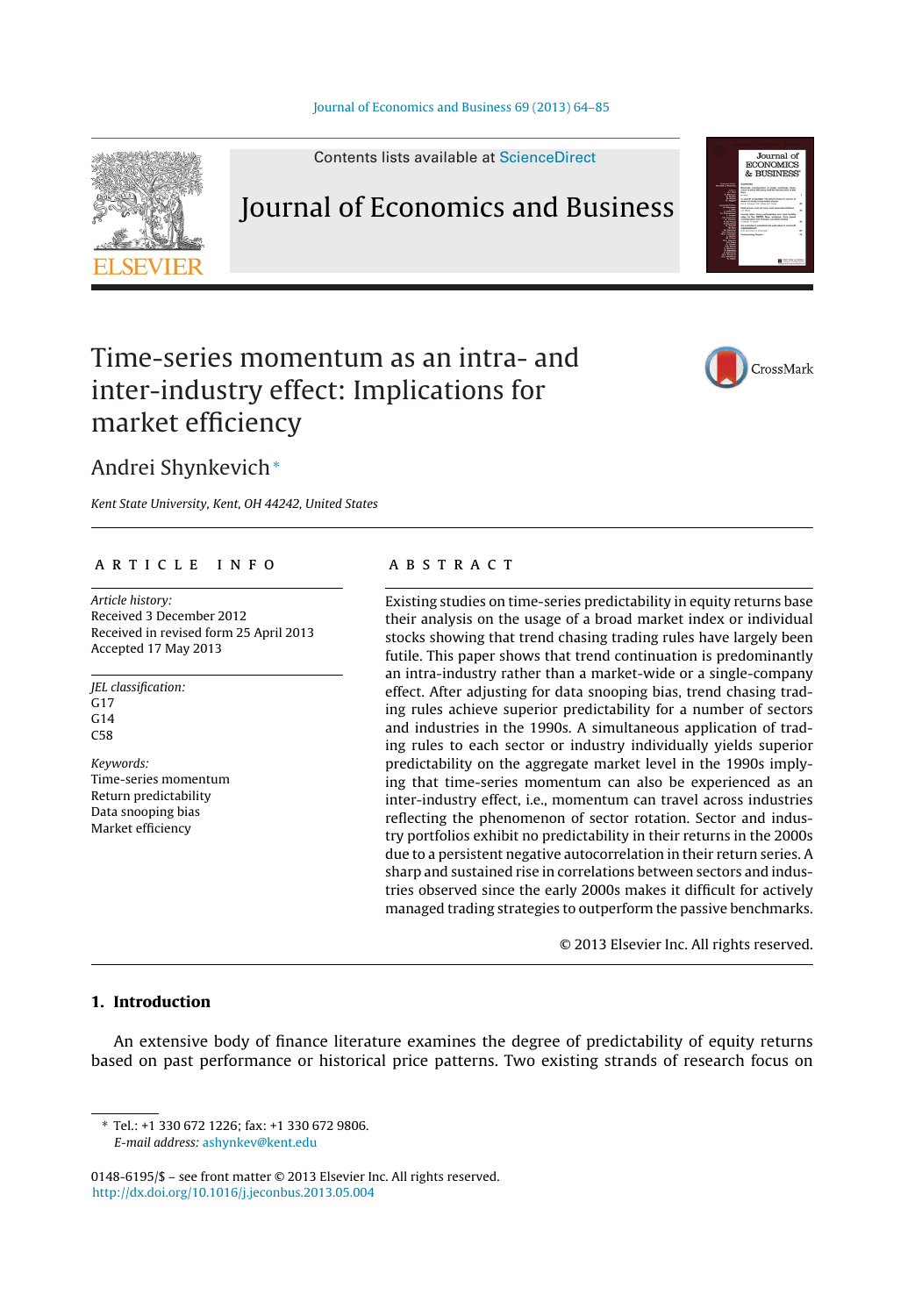# Time-series momentum as an intra- and inter-industry effect: Implications for market efficiency

Andrei Shynkevich *

*Kent State University, Kent, OH 44242, United States*

---

## ARTICLE INFO

*Article history:*
Received 3 December 2012
Received in revised form 25 April 2013
Accepted 17 May 2013

*JEL classification:*
G17
G14
C58

*Keywords:*
Time-series momentum
Return predictability
Data snooping bias
Market efficiency

## ABSTRACT

Existing studies on time-series predictability in equity returns base their analysis on the usage of a broad market index or individual stocks showing that trend chasing trading rules have largely been futile. This paper shows that trend continuation is predominantly an intra-industry rather than a market-wide or a single-company effect. After adjusting for data snooping bias, trend chasing trading rules achieve superior predictability for a number of sectors and industries in the 1990s. A simultaneous application of trading rules to each sector or industry individually yields superior predictability on the aggregate market level in the 1990s implying that time-series momentum can also be experienced as an inter-industry effect, i.e., momentum can travel across industries reflecting the phenomenon of sector rotation. Sector and industry portfolios exhibit no predictability in their returns in the 2000s due to a persistent negative autocorrelation in their return series. A sharp and sustained rise in correlations between sectors and industries observed since the early 2000s makes it difficult for actively managed trading strategies to outperform the passive benchmarks.

© 2013 Elsevier Inc. All rights reserved.

---

## 1. Introduction

An extensive body of finance literature examines the degree of predictability of equity returns based on past performance or historical price patterns. Two existing strands of research focus on

---

\* Tel.: +1 330 672 1226; fax: +1 330 672 9806.
*E-mail address:* ashynkev@kent.edu

0148-6195/$ – see front matter © 2013 Elsevier Inc. All rights reserved.
http://dx.doi.org/10.1016/j.jeconbus.2013.05.004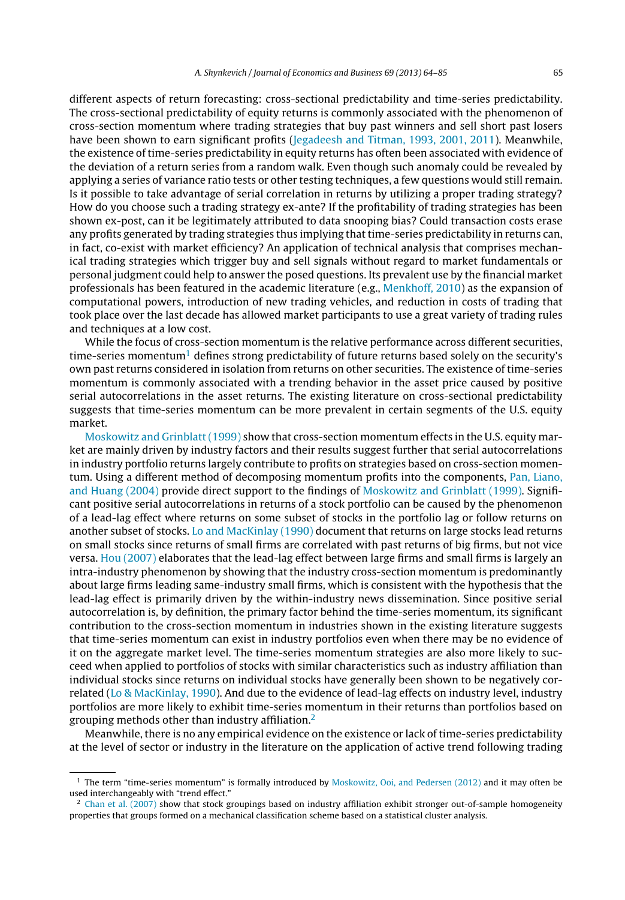different aspects of return forecasting: cross-sectional predictability and time-series predictability. The cross-sectional predictability of equity returns is commonly associated with the phenomenon of cross-section momentum where trading strategies that buy past winners and sell short past losers have been shown to earn significant profits (Jegadeesh and Titman, 1993, 2001, 2011). Meanwhile, the existence of time-series predictability in equity returns has often been associated with evidence of the deviation of a return series from a random walk. Even though such anomaly could be revealed by applying a series of variance ratio tests or other testing techniques, a few questions would still remain. Is it possible to take advantage of serial correlation in returns by utilizing a proper trading strategy? How do you choose such a trading strategy ex-ante? If the profitability of trading strategies has been shown ex-post, can it be legitimately attributed to data snooping bias? Could transaction costs erase any profits generated by trading strategies thus implying that time-series predictability in returns can, in fact, co-exist with market efficiency? An application of technical analysis that comprises mechanical trading strategies which trigger buy and sell signals without regard to market fundamentals or personal judgment could help to answer the posed questions. Its prevalent use by the financial market professionals has been featured in the academic literature (e.g., Menkhoff, 2010) as the expansion of computational powers, introduction of new trading vehicles, and reduction in costs of trading that took place over the last decade has allowed market participants to use a great variety of trading rules and techniques at a low cost.

While the focus of cross-section momentum is the relative performance across different securities, time-series momentum[1] defines strong predictability of future returns based solely on the security's own past returns considered in isolation from returns on other securities. The existence of time-series momentum is commonly associated with a trending behavior in the asset price caused by positive serial autocorrelations in the asset returns. The existing literature on cross-sectional predictability suggests that time-series momentum can be more prevalent in certain segments of the U.S. equity market.

Moskowitz and Grinblatt (1999) show that cross-section momentum effects in the U.S. equity market are mainly driven by industry factors and their results suggest further that serial autocorrelations in industry portfolio returns largely contribute to profits on strategies based on cross-section momentum. Using a different method of decomposing momentum profits into the components, Pan, Liano, and Huang (2004) provide direct support to the findings of Moskowitz and Grinblatt (1999). Significant positive serial autocorrelations in returns of a stock portfolio can be caused by the phenomenon of a lead-lag effect where returns on some subset of stocks in the portfolio lag or follow returns on another subset of stocks. Lo and MacKinlay (1990) document that returns on large stocks lead returns on small stocks since returns of small firms are correlated with past returns of big firms, but not vice versa. Hou (2007) elaborates that the lead-lag effect between large firms and small firms is largely an intra-industry phenomenon by showing that the industry cross-section momentum is predominantly about large firms leading same-industry small firms, which is consistent with the hypothesis that the lead-lag effect is primarily driven by the within-industry news dissemination. Since positive serial autocorrelation is, by definition, the primary factor behind the time-series momentum, its significant contribution to the cross-section momentum in industries shown in the existing literature suggests that time-series momentum can exist in industry portfolios even when there may be no evidence of it on the aggregate market level. The time-series momentum strategies are also more likely to succeed when applied to portfolios of stocks with similar characteristics such as industry affiliation than individual stocks since returns on individual stocks have generally been shown to be negatively correlated (Lo & MacKinlay, 1990). And due to the evidence of lead-lag effects on industry level, industry portfolios are more likely to exhibit time-series momentum in their returns than portfolios based on grouping methods other than industry affiliation.[2]

Meanwhile, there is no any empirical evidence on the existence or lack of time-series predictability at the level of sector or industry in the literature on the application of active trend following trading

---

[1] The term "time-series momentum" is formally introduced by Moskowitz, Ooi, and Pedersen (2012) and it may often be used interchangeably with "trend effect."

[2] Chan et al. (2007) show that stock groupings based on industry affiliation exhibit stronger out-of-sample homogeneity properties that groups formed on a mechanical classification scheme based on a statistical cluster analysis.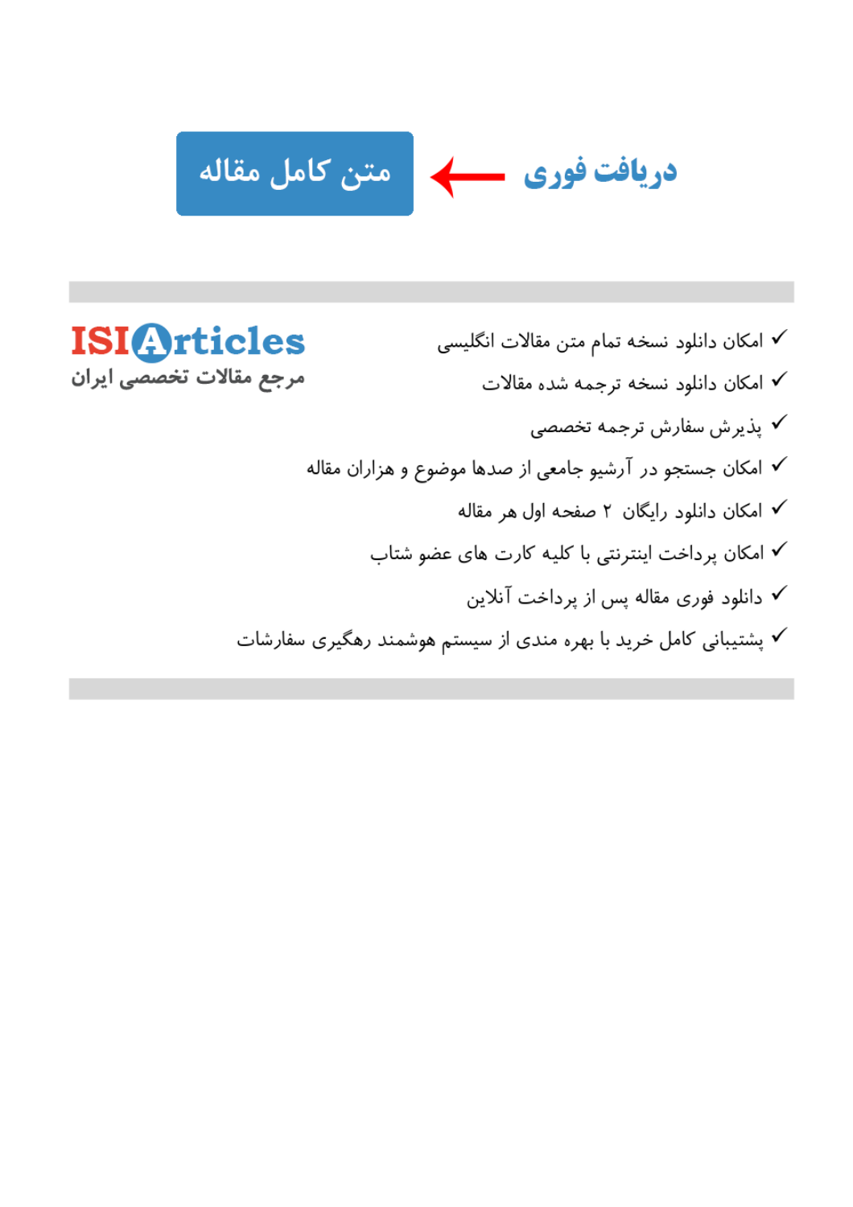دریافت فوری ← **متن کامل مقاله**

ISIArticles
مرجع مقالات تخصصی ایران

- ✓ امکان دانلود نسخه تمام متن مقالات انگلیسی
- ✓ امکان دانلود نسخه ترجمه شده مقالات
- ✓ پذیرش سفارش ترجمه تخصصی
- ✓ امکان جستجو در آرشیو جامعی از صدها موضوع و هزاران مقاله
- ✓ امکان دانلود رایگان ۲ صفحه اول هر مقاله
- ✓ امکان پرداخت اینترنتی با کلیه کارت های عضو شتاب
- ✓ دانلود فوری مقاله پس از پرداخت آنلاین
- ✓ پشتیبانی کامل خرید با بهره مندی از سیستم هوشمند رهگیری سفارشات